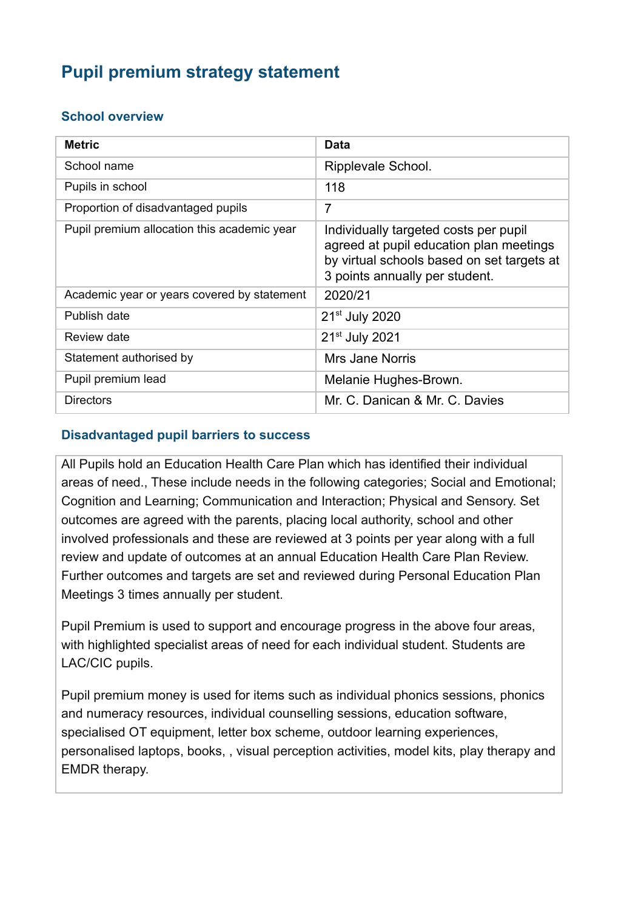# Pupil premium strategy statement

## School overview

| Metric | Data |
|---|---|
| School name | Ripplevale School. |
| Pupils in school | 118 |
| Proportion of disadvantaged pupils | 7 |
| Pupil premium allocation this academic year | Individually targeted costs per pupil agreed at pupil education plan meetings by virtual schools based on set targets at 3 points annually per student. |
| Academic year or years covered by statement | 2020/21 |
| Publish date | 21st July 2020 |
| Review date | 21st July 2021 |
| Statement authorised by | Mrs Jane Norris |
| Pupil premium lead | Melanie Hughes-Brown. |
| Directors | Mr. C. Danican & Mr. C. Davies |

## Disadvantaged pupil barriers to success

All Pupils hold an Education Health Care Plan which has identified their individual areas of need., These include needs in the following categories; Social and Emotional; Cognition and Learning; Communication and Interaction; Physical and Sensory. Set outcomes are agreed with the parents, placing local authority, school and other involved professionals and these are reviewed at 3 points per year along with a full review and update of outcomes at an annual Education Health Care Plan Review. Further outcomes and targets are set and reviewed during Personal Education Plan Meetings 3 times annually per student.

Pupil Premium is used to support and encourage progress in the above four areas, with highlighted specialist areas of need for each individual student. Students are LAC/CIC pupils.

Pupil premium money is used for items such as individual phonics sessions, phonics and numeracy resources, individual counselling sessions, education software, specialised OT equipment, letter box scheme, outdoor learning experiences, personalised laptops, books, , visual perception activities, model kits, play therapy and EMDR therapy.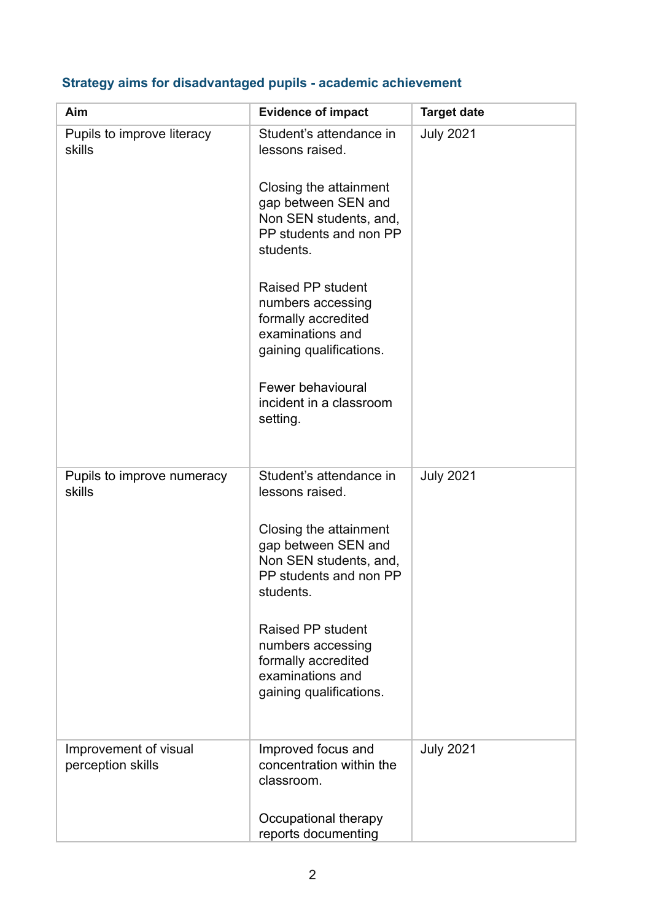### Strategy aims for disadvantaged pupils - academic achievement

| Aim | Evidence of impact | Target date |
|---|---|---|
| Pupils to improve literacy skills | Student's attendance in lessons raised.<br><br>Closing the attainment gap between SEN and Non SEN students, and, PP students and non PP students.<br><br>Raised PP student numbers accessing formally accredited examinations and gaining qualifications.<br><br>Fewer behavioural incident in a classroom setting. | July 2021 |
| Pupils to improve numeracy skills | Student's attendance in lessons raised.<br><br>Closing the attainment gap between SEN and Non SEN students, and, PP students and non PP students.<br><br>Raised PP student numbers accessing formally accredited examinations and gaining qualifications. | July 2021 |
| Improvement of visual perception skills | Improved focus and concentration within the classroom.<br><br>Occupational therapy reports documenting | July 2021 |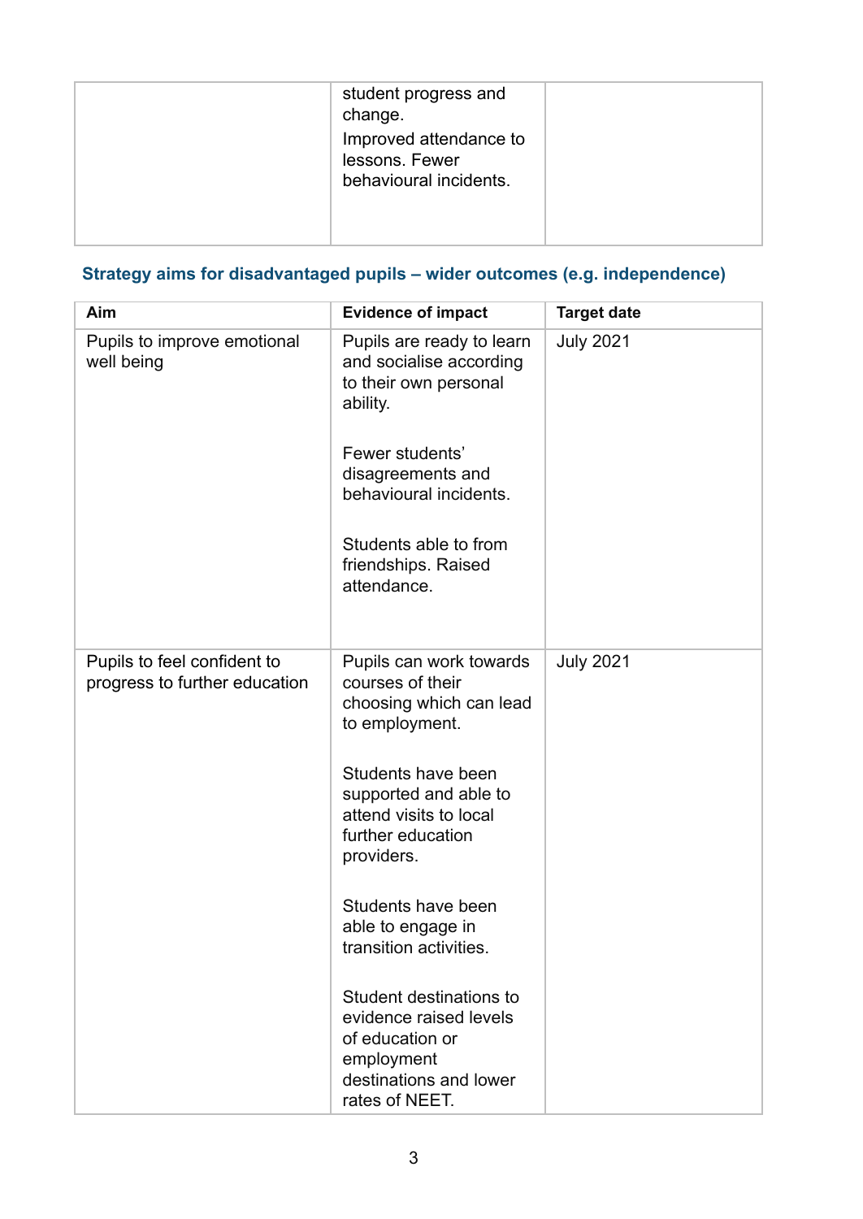| | | |
|---|---|---|
| | student progress and change.<br>Improved attendance to lessons. Fewer behavioural incidents. | |

## Strategy aims for disadvantaged pupils – wider outcomes (e.g. independence)

| Aim | Evidence of impact | Target date |
|---|---|---|
| Pupils to improve emotional well being | Pupils are ready to learn and socialise according to their own personal ability.<br><br>Fewer students' disagreements and behavioural incidents.<br><br>Students able to from friendships. Raised attendance. | July 2021 |
| Pupils to feel confident to progress to further education | Pupils can work towards courses of their choosing which can lead to employment.<br><br>Students have been supported and able to attend visits to local further education providers.<br><br>Students have been able to engage in transition activities.<br><br>Student destinations to evidence raised levels of education or employment destinations and lower rates of NEET. | July 2021 |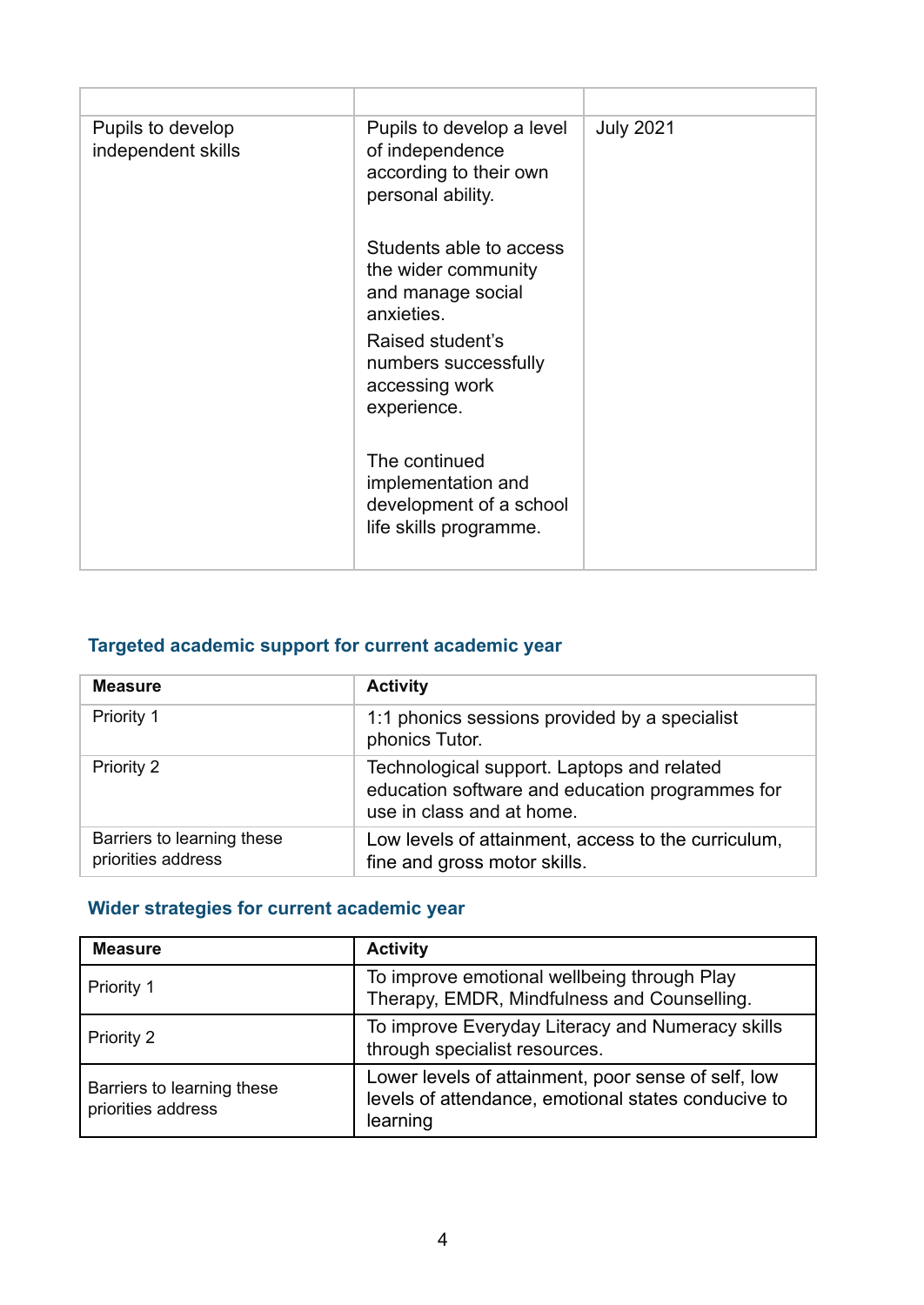| | | |
|---|---|---|
| Pupils to develop independent skills | Pupils to develop a level of independence according to their own personal ability.<br><br>Students able to access the wider community and manage social anxieties.<br>Raised student's numbers successfully accessing work experience.<br><br>The continued implementation and development of a school life skills programme. | July 2021 |

## Targeted academic support for current academic year

| Measure | Activity |
|---|---|
| Priority 1 | 1:1 phonics sessions provided by a specialist phonics Tutor. |
| Priority 2 | Technological support. Laptops and related education software and education programmes for use in class and at home. |
| Barriers to learning these priorities address | Low levels of attainment, access to the curriculum, fine and gross motor skills. |

## Wider strategies for current academic year

| Measure | Activity |
|---|---|
| Priority 1 | To improve emotional wellbeing through Play Therapy, EMDR, Mindfulness and Counselling. |
| Priority 2 | To improve Everyday Literacy and Numeracy skills through specialist resources. |
| Barriers to learning these priorities address | Lower levels of attainment, poor sense of self, low levels of attendance, emotional states conducive to learning |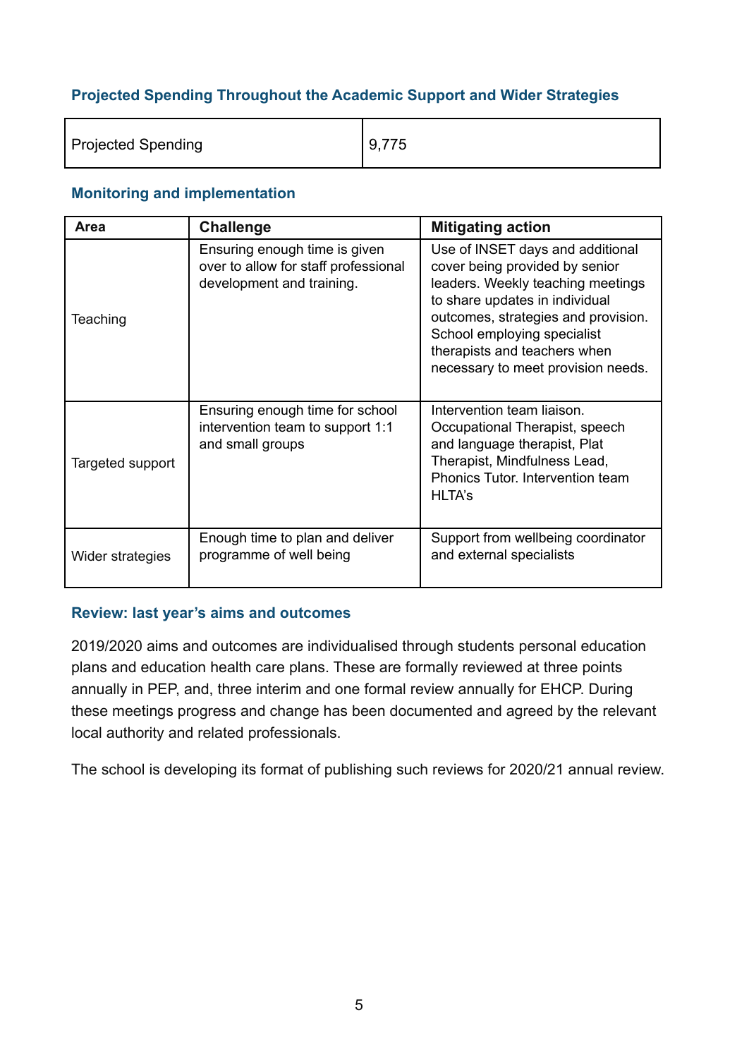### Projected Spending Throughout the Academic Support and Wider Strategies

| | |
|---|---|
| Projected Spending | 9,775 |

### Monitoring and implementation

| Area | Challenge | Mitigating action |
|---|---|---|
| Teaching | Ensuring enough time is given over to allow for staff professional development and training. | Use of INSET days and additional cover being provided by senior leaders. Weekly teaching meetings to share updates in individual outcomes, strategies and provision. School employing specialist therapists and teachers when necessary to meet provision needs. |
| Targeted support | Ensuring enough time for school intervention team to support 1:1 and small groups | Intervention team liaison. Occupational Therapist, speech and language therapist, Plat Therapist, Mindfulness Lead, Phonics Tutor. Intervention team HLTA's |
| Wider strategies | Enough time to plan and deliver programme of well being | Support from wellbeing coordinator and external specialists |

### Review: last year's aims and outcomes

2019/2020 aims and outcomes are individualised through students personal education plans and education health care plans. These are formally reviewed at three points annually in PEP, and, three interim and one formal review annually for EHCP. During these meetings progress and change has been documented and agreed by the relevant local authority and related professionals.

The school is developing its format of publishing such reviews for 2020/21 annual review.